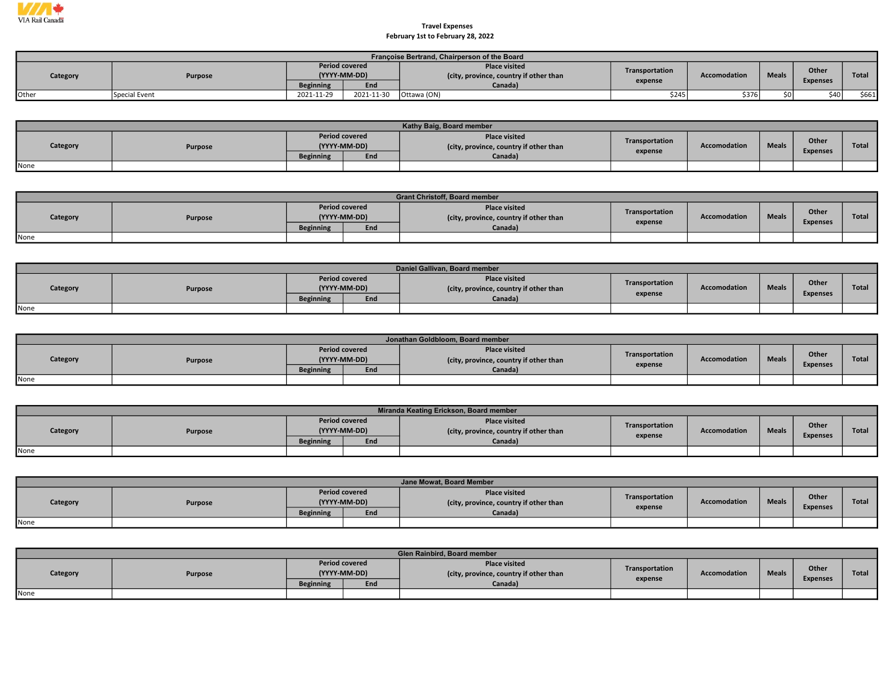VIA Rail Canada

**Travel Expenses**
**February 1st to February 28, 2022**

**Françoise Bertrand, Chairperson of the Board**

| Category | Purpose | Period covered (YYYY-MM-DD) | | Place visited (city, province, country if other than Canada) | Transportation expense | Accomodation | Meals | Other Expenses | Total |
|---|---|---|---|---|---|---|---|---|---|
| | | Beginning | End | | | | | | |
| Other | Special Event | 2021-11-29 | 2021-11-30 | Ottawa (ON) | $245 | $376 | $0 | $40 | $661 |

**Kathy Baig, Board member**

| Category | Purpose | Period covered (YYYY-MM-DD) | | Place visited (city, province, country if other than Canada) | Transportation expense | Accomodation | Meals | Other Expenses | Total |
|---|---|---|---|---|---|---|---|---|---|
| | | Beginning | End | | | | | | |
| None | | | | | | | | | |

**Grant Christoff, Board member**

| Category | Purpose | Period covered (YYYY-MM-DD) | | Place visited (city, province, country if other than Canada) | Transportation expense | Accomodation | Meals | Other Expenses | Total |
|---|---|---|---|---|---|---|---|---|---|
| | | Beginning | End | | | | | | |
| None | | | | | | | | | |

**Daniel Gallivan, Board member**

| Category | Purpose | Period covered (YYYY-MM-DD) | | Place visited (city, province, country if other than Canada) | Transportation expense | Accomodation | Meals | Other Expenses | Total |
|---|---|---|---|---|---|---|---|---|---|
| | | Beginning | End | | | | | | |
| None | | | | | | | | | |

**Jonathan Goldbloom, Board member**

| Category | Purpose | Period covered (YYYY-MM-DD) | | Place visited (city, province, country if other than Canada) | Transportation expense | Accomodation | Meals | Other Expenses | Total |
|---|---|---|---|---|---|---|---|---|---|
| | | Beginning | End | | | | | | |
| None | | | | | | | | | |

**Miranda Keating Erickson, Board member**

| Category | Purpose | Period covered (YYYY-MM-DD) | | Place visited (city, province, country if other than Canada) | Transportation expense | Accomodation | Meals | Other Expenses | Total |
|---|---|---|---|---|---|---|---|---|---|
| | | Beginning | End | | | | | | |
| None | | | | | | | | | |

**Jane Mowat, Board Member**

| Category | Purpose | Period covered (YYYY-MM-DD) | | Place visited (city, province, country if other than Canada) | Transportation expense | Accomodation | Meals | Other Expenses | Total |
|---|---|---|---|---|---|---|---|---|---|
| | | Beginning | End | | | | | | |
| None | | | | | | | | | |

**Glen Rainbird, Board member**

| Category | Purpose | Period covered (YYYY-MM-DD) | | Place visited (city, province, country if other than Canada) | Transportation expense | Accomodation | Meals | Other Expenses | Total |
|---|---|---|---|---|---|---|---|---|---|
| | | Beginning | End | | | | | | |
| None | | | | | | | | | |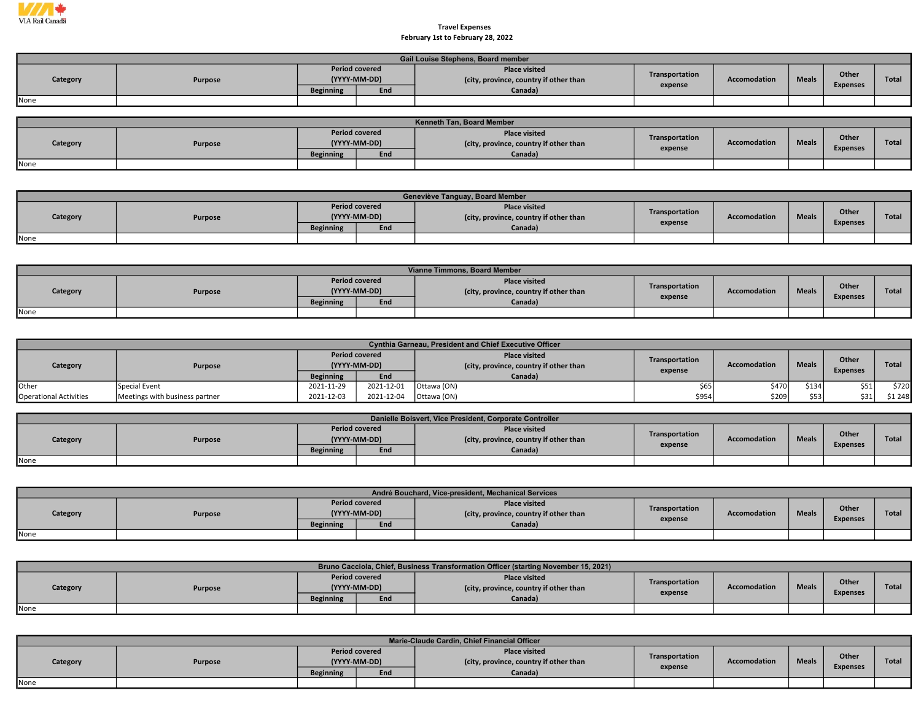VIA Rail Canada

**Travel Expenses**
**February 1st to February 28, 2022**

**Gail Louise Stephens, Board member**

| Category | Purpose | Period covered (YYYY-MM-DD) | | Place visited (city, province, country if other than Canada) | Transportation expense | Accomodation | Meals | Other Expenses | Total |
|---|---|---|---|---|---|---|---|---|---|
| | | Beginning | End | | | | | | |
| None | | | | | | | | | |

**Kenneth Tan, Board Member**

| Category | Purpose | Period covered (YYYY-MM-DD) | | Place visited (city, province, country if other than Canada) | Transportation expense | Accomodation | Meals | Other Expenses | Total |
|---|---|---|---|---|---|---|---|---|---|
| | | Beginning | End | | | | | | |
| None | | | | | | | | | |

**Geneviève Tanguay, Board Member**

| Category | Purpose | Period covered (YYYY-MM-DD) | | Place visited (city, province, country if other than Canada) | Transportation expense | Accomodation | Meals | Other Expenses | Total |
|---|---|---|---|---|---|---|---|---|---|
| | | Beginning | End | | | | | | |
| None | | | | | | | | | |

**Vianne Timmons, Board Member**

| Category | Purpose | Period covered (YYYY-MM-DD) | | Place visited (city, province, country if other than Canada) | Transportation expense | Accomodation | Meals | Other Expenses | Total |
|---|---|---|---|---|---|---|---|---|---|
| | | Beginning | End | | | | | | |
| None | | | | | | | | | |

**Cynthia Garneau, President and Chief Executive Officer**

| Category | Purpose | Period covered (YYYY-MM-DD) | | Place visited (city, province, country if other than Canada) | Transportation expense | Accomodation | Meals | Other Expenses | Total |
|---|---|---|---|---|---|---|---|---|---|
| | | Beginning | End | | | | | | |
| Other | Special Event | 2021-11-29 | 2021-12-01 | Ottawa (ON) | $65 | $470 | $134 | $51 | $720 |
| Operational Activities | Meetings with business partner | 2021-12-03 | 2021-12-04 | Ottawa (ON) | $954 | $209 | $53 | $31 | $1 248 |

**Danielle Boisvert, Vice President, Corporate Controller**

| Category | Purpose | Period covered (YYYY-MM-DD) | | Place visited (city, province, country if other than Canada) | Transportation expense | Accomodation | Meals | Other Expenses | Total |
|---|---|---|---|---|---|---|---|---|---|
| | | Beginning | End | | | | | | |
| None | | | | | | | | | |

**André Bouchard, Vice-president, Mechanical Services**

| Category | Purpose | Period covered (YYYY-MM-DD) | | Place visited (city, province, country if other than Canada) | Transportation expense | Accomodation | Meals | Other Expenses | Total |
|---|---|---|---|---|---|---|---|---|---|
| | | Beginning | End | | | | | | |
| None | | | | | | | | | |

**Bruno Cacciola, Chief, Business Transformation Officer (starting November 15, 2021)**

| Category | Purpose | Period covered (YYYY-MM-DD) | | Place visited (city, province, country if other than Canada) | Transportation expense | Accomodation | Meals | Other Expenses | Total |
|---|---|---|---|---|---|---|---|---|---|
| | | Beginning | End | | | | | | |
| None | | | | | | | | | |

**Marie-Claude Cardin, Chief Financial Officer**

| Category | Purpose | Period covered (YYYY-MM-DD) | | Place visited (city, province, country if other than Canada) | Transportation expense | Accomodation | Meals | Other Expenses | Total |
|---|---|---|---|---|---|---|---|---|---|
| | | Beginning | End | | | | | | |
| None | | | | | | | | | |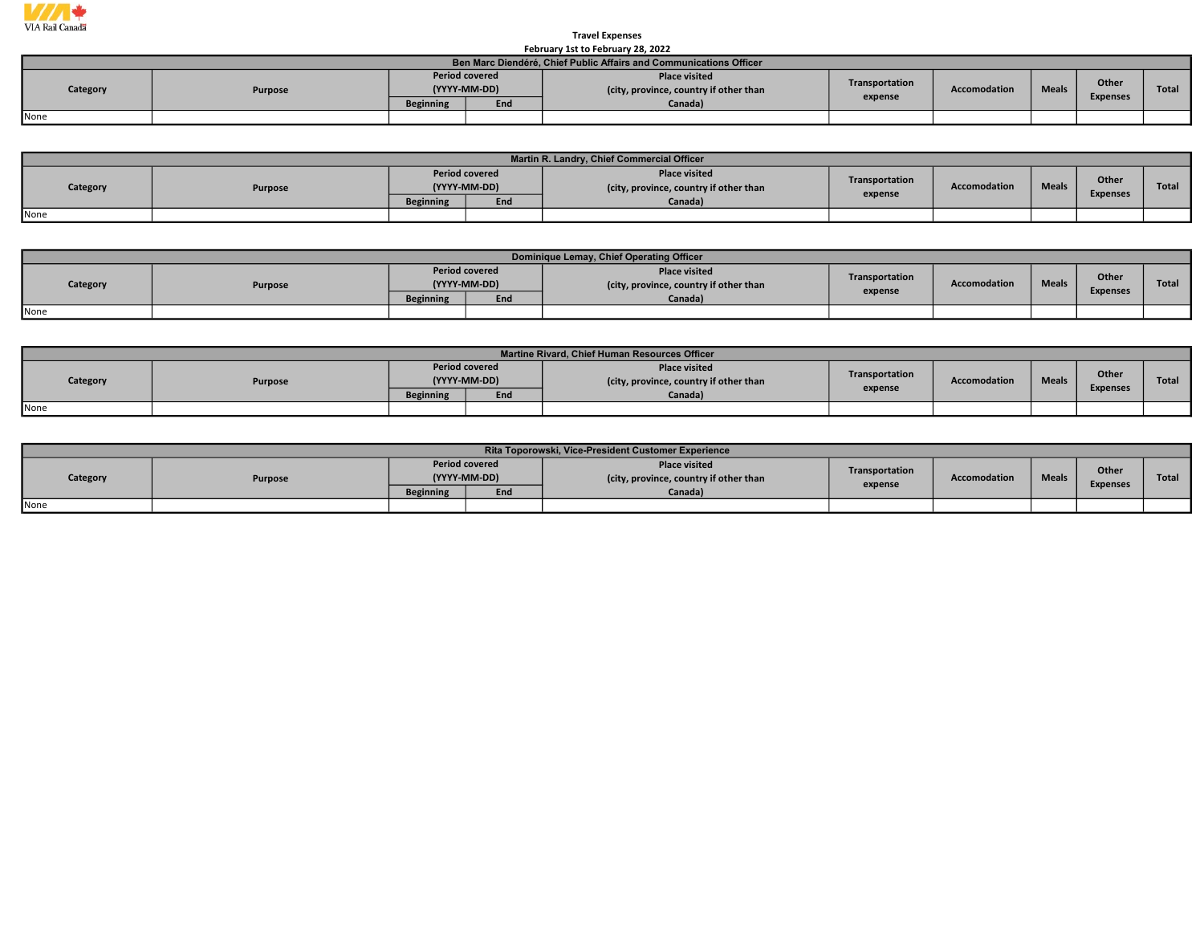VIA Rail Canada

Travel Expenses
February 1st to February 28, 2022

| Ben Marc Diendéré, Chief Public Affairs and Communications Officer | | | | | | | | | |
|---|---|---|---|---|---|---|---|---|---|
| Category | Purpose | Period covered (YYYY-MM-DD) | | Place visited (city, province, country if other than Canada) | Transportation expense | Accomodation | Meals | Other Expenses | Total |
| | | Beginning | End | | | | | | |
| None | | | | | | | | | |

| Martin R. Landry, Chief Commercial Officer | | | | | | | | | |
|---|---|---|---|---|---|---|---|---|---|
| Category | Purpose | Period covered (YYYY-MM-DD) | | Place visited (city, province, country if other than Canada) | Transportation expense | Accomodation | Meals | Other Expenses | Total |
| | | Beginning | End | | | | | | |
| None | | | | | | | | | |

| Dominique Lemay, Chief Operating Officer | | | | | | | | | |
|---|---|---|---|---|---|---|---|---|---|
| Category | Purpose | Period covered (YYYY-MM-DD) | | Place visited (city, province, country if other than Canada) | Transportation expense | Accomodation | Meals | Other Expenses | Total |
| | | Beginning | End | | | | | | |
| None | | | | | | | | | |

| Martine Rivard, Chief Human Resources Officer | | | | | | | | | |
|---|---|---|---|---|---|---|---|---|---|
| Category | Purpose | Period covered (YYYY-MM-DD) | | Place visited (city, province, country if other than Canada) | Transportation expense | Accomodation | Meals | Other Expenses | Total |
| | | Beginning | End | | | | | | |
| None | | | | | | | | | |

| Rita Toporowski, Vice-President Customer Experience | | | | | | | | | |
|---|---|---|---|---|---|---|---|---|---|
| Category | Purpose | Period covered (YYYY-MM-DD) | | Place visited (city, province, country if other than Canada) | Transportation expense | Accomodation | Meals | Other Expenses | Total |
| | | Beginning | End | | | | | | |
| None | | | | | | | | | |